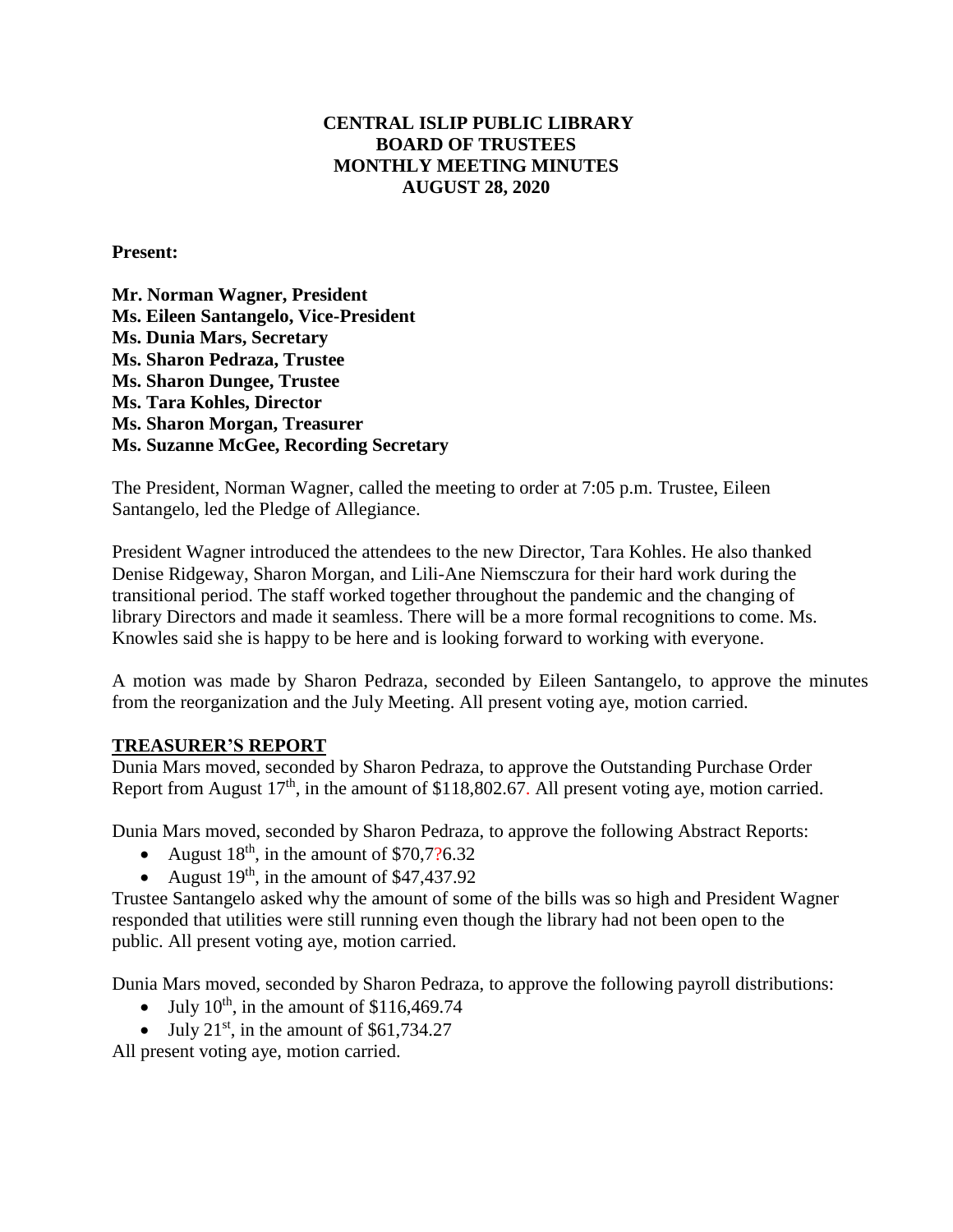**CENTRAL ISLIP PUBLIC LIBRARY**
**BOARD OF TRUSTEES**
**MONTHLY MEETING MINUTES**
**AUGUST 28, 2020**

**Present:**

**Mr. Norman Wagner, President**
**Ms. Eileen Santangelo, Vice-President**
**Ms. Dunia Mars, Secretary**
**Ms. Sharon Pedraza, Trustee**
**Ms. Sharon Dungee, Trustee**
**Ms. Tara Kohles, Director**
**Ms. Sharon Morgan, Treasurer**
**Ms. Suzanne McGee, Recording Secretary**

The President, Norman Wagner, called the meeting to order at 7:05 p.m. Trustee, Eileen Santangelo, led the Pledge of Allegiance.

President Wagner introduced the attendees to the new Director, Tara Kohles. He also thanked Denise Ridgeway, Sharon Morgan, and Lili-Ane Niemsczura for their hard work during the transitional period. The staff worked together throughout the pandemic and the changing of library Directors and made it seamless. There will be a more formal recognitions to come. Ms. Knowles said she is happy to be here and is looking forward to working with everyone.

A motion was made by Sharon Pedraza, seconded by Eileen Santangelo, to approve the minutes from the reorganization and the July Meeting. All present voting aye, motion carried.

## TREASURER'S REPORT

Dunia Mars moved, seconded by Sharon Pedraza, to approve the Outstanding Purchase Order Report from August 17th, in the amount of $118,802.67. All present voting aye, motion carried.

Dunia Mars moved, seconded by Sharon Pedraza, to approve the following Abstract Reports:

- August 18th, in the amount of $70,7?6.32
- August 19th, in the amount of $47,437.92

Trustee Santangelo asked why the amount of some of the bills was so high and President Wagner responded that utilities were still running even though the library had not been open to the public. All present voting aye, motion carried.

Dunia Mars moved, seconded by Sharon Pedraza, to approve the following payroll distributions:

- July 10th, in the amount of $116,469.74
- July 21st, in the amount of $61,734.27

All present voting aye, motion carried.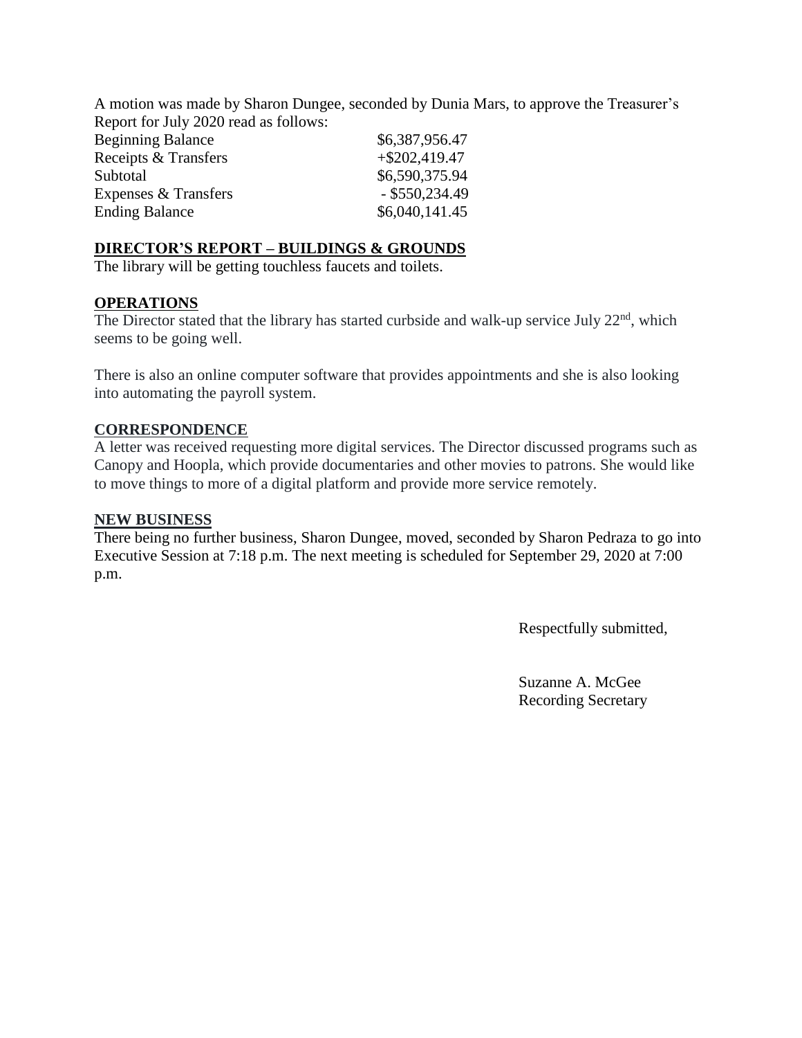A motion was made by Sharon Dungee, seconded by Dunia Mars, to approve the Treasurer's Report for July 2020 read as follows:

| | |
|---|---|
| Beginning Balance | $6,387,956.47 |
| Receipts & Transfers | +$202,419.47 |
| Subtotal | $6,590,375.94 |
| Expenses & Transfers | - $550,234.49 |
| Ending Balance | $6,040,141.45 |

## DIRECTOR'S REPORT – BUILDINGS & GROUNDS

The library will be getting touchless faucets and toilets.

## OPERATIONS

The Director stated that the library has started curbside and walk-up service July 22nd, which seems to be going well.

There is also an online computer software that provides appointments and she is also looking into automating the payroll system.

## CORRESPONDENCE

A letter was received requesting more digital services. The Director discussed programs such as Canopy and Hoopla, which provide documentaries and other movies to patrons. She would like to move things to more of a digital platform and provide more service remotely.

## NEW BUSINESS

There being no further business, Sharon Dungee, moved, seconded by Sharon Pedraza to go into Executive Session at 7:18 p.m. The next meeting is scheduled for September 29, 2020 at 7:00 p.m.

Respectfully submitted,

Suzanne A. McGee
Recording Secretary